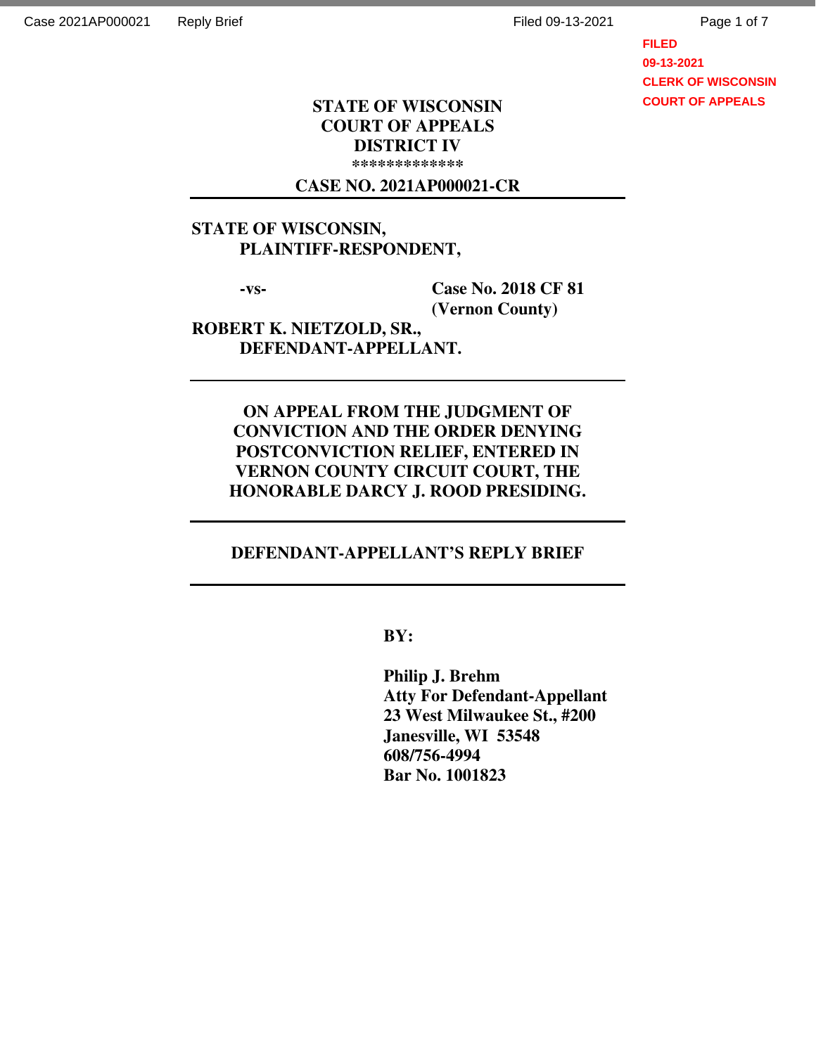**STATE OF WISCONSIN**
**COURT OF APPEALS**
**DISTRICT IV**
**\*\*\*\*\*\*\*\*\*\*\*\*\***

**CASE NO. 2021AP000021-CR**

---

**STATE OF WISCONSIN,**
**PLAINTIFF-RESPONDENT,**

**-vs-** **Case No. 2018 CF 81 (Vernon County)**

**ROBERT K. NIETZOLD, SR.,**
**DEFENDANT-APPELLANT.**

---

**ON APPEAL FROM THE JUDGMENT OF CONVICTION AND THE ORDER DENYING POSTCONVICTION RELIEF, ENTERED IN VERNON COUNTY CIRCUIT COURT, THE HONORABLE DARCY J. ROOD PRESIDING.**

---

# DEFENDANT-APPELLANT'S REPLY BRIEF

---

**BY:**

**Philip J. Brehm**
**Atty For Defendant-Appellant**
**23 West Milwaukee St., #200**
**Janesville, WI 53548**
**608/756-4994**
**Bar No. 1001823**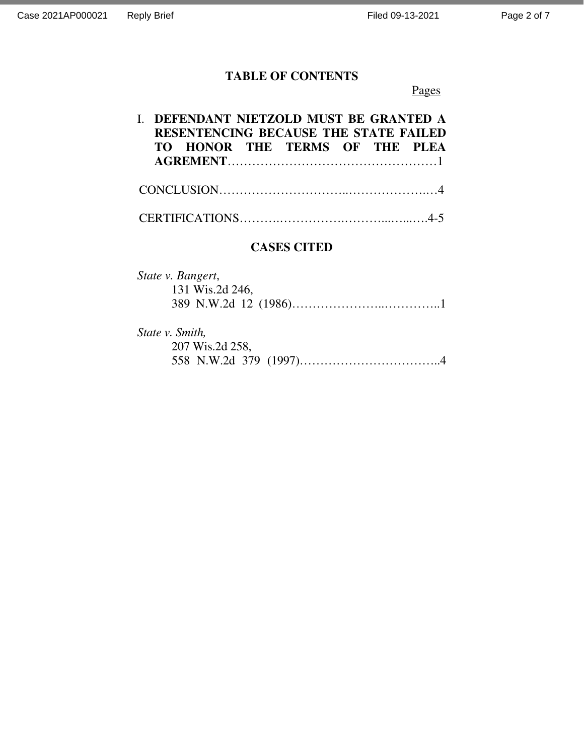## TABLE OF CONTENTS

Pages

I. **DEFENDANT NIETZOLD MUST BE GRANTED A RESENTENCING BECAUSE THE STATE FAILED TO HONOR THE TERMS OF THE PLEA AGREMENT**……………………………………………1

CONCLUSION…………………………..…………………..…4

CERTIFICATIONS……….…………….……….....…...….4-5

## CASES CITED

*State v. Bangert*,
131 Wis.2d 246,
389 N.W.2d 12 (1986)…………………..…………..1

*State v. Smith,*
207 Wis.2d 258,
558 N.W.2d 379 (1997)……………………………..4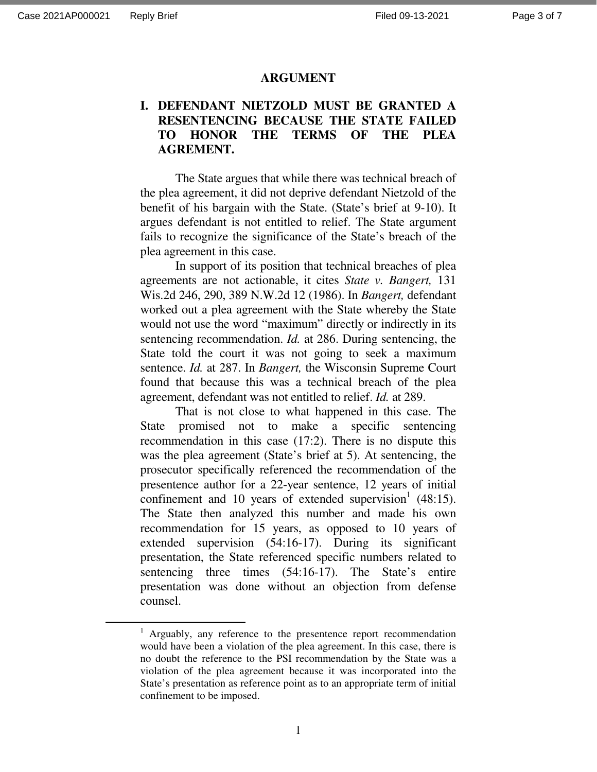# ARGUMENT

## I. DEFENDANT NIETZOLD MUST BE GRANTED A RESENTENCING BECAUSE THE STATE FAILED TO HONOR THE TERMS OF THE PLEA AGREMENT.

The State argues that while there was technical breach of the plea agreement, it did not deprive defendant Nietzold of the benefit of his bargain with the State. (State's brief at 9-10). It argues defendant is not entitled to relief. The State argument fails to recognize the significance of the State's breach of the plea agreement in this case.

In support of its position that technical breaches of plea agreements are not actionable, it cites *State v. Bangert,* 131 Wis.2d 246, 290, 389 N.W.2d 12 (1986). In *Bangert,* defendant worked out a plea agreement with the State whereby the State would not use the word "maximum" directly or indirectly in its sentencing recommendation. *Id.* at 286. During sentencing, the State told the court it was not going to seek a maximum sentence. *Id.* at 287. In *Bangert,* the Wisconsin Supreme Court found that because this was a technical breach of the plea agreement, defendant was not entitled to relief. *Id.* at 289.

That is not close to what happened in this case. The State promised not to make a specific sentencing recommendation in this case (17:2). There is no dispute this was the plea agreement (State's brief at 5). At sentencing, the prosecutor specifically referenced the recommendation of the presentence author for a 22-year sentence, 12 years of initial confinement and 10 years of extended supervision[1] (48:15). The State then analyzed this number and made his own recommendation for 15 years, as opposed to 10 years of extended supervision (54:16-17). During its significant presentation, the State referenced specific numbers related to sentencing three times (54:16-17). The State's entire presentation was done without an objection from defense counsel.

---

[1] Arguably, any reference to the presentence report recommendation would have been a violation of the plea agreement. In this case, there is no doubt the reference to the PSI recommendation by the State was a violation of the plea agreement because it was incorporated into the State's presentation as reference point as to an appropriate term of initial confinement to be imposed.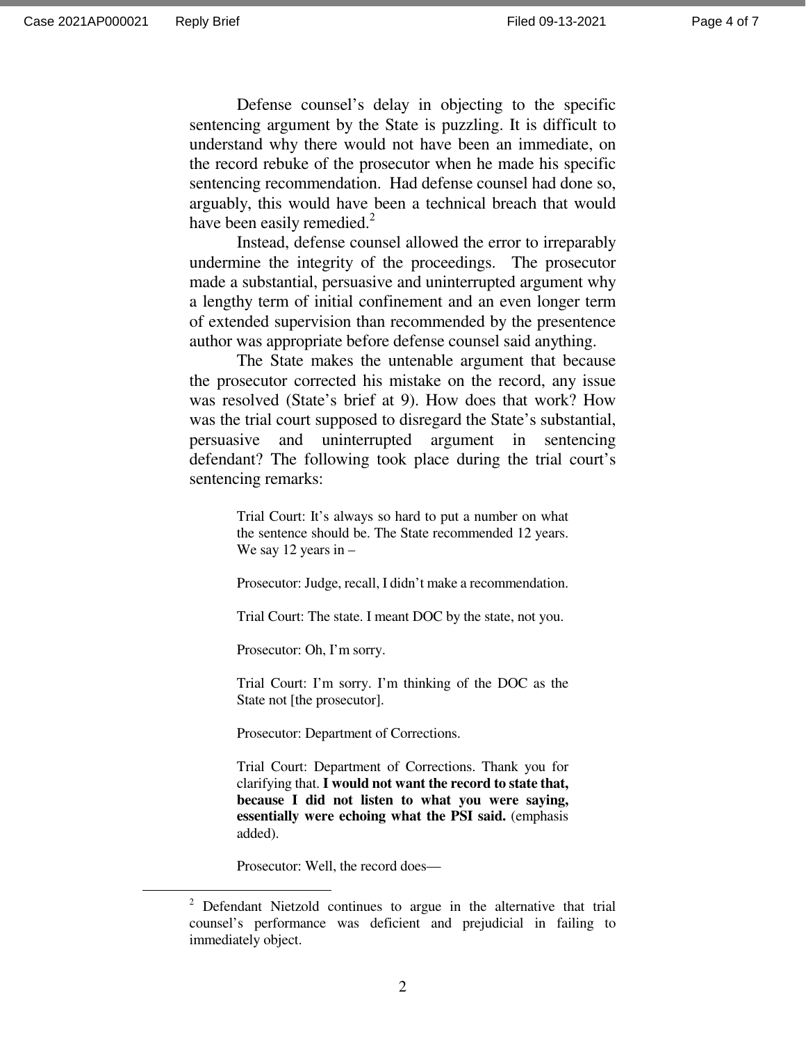Defense counsel's delay in objecting to the specific sentencing argument by the State is puzzling. It is difficult to understand why there would not have been an immediate, on the record rebuke of the prosecutor when he made his specific sentencing recommendation. Had defense counsel had done so, arguably, this would have been a technical breach that would have been easily remedied.[2]

Instead, defense counsel allowed the error to irreparably undermine the integrity of the proceedings. The prosecutor made a substantial, persuasive and uninterrupted argument why a lengthy term of initial confinement and an even longer term of extended supervision than recommended by the presentence author was appropriate before defense counsel said anything.

The State makes the untenable argument that because the prosecutor corrected his mistake on the record, any issue was resolved (State's brief at 9). How does that work? How was the trial court supposed to disregard the State's substantial, persuasive and uninterrupted argument in sentencing defendant? The following took place during the trial court's sentencing remarks:

> Trial Court: It's always so hard to put a number on what the sentence should be. The State recommended 12 years. We say 12 years in –
>
> Prosecutor: Judge, recall, I didn't make a recommendation.
>
> Trial Court: The state. I meant DOC by the state, not you.
>
> Prosecutor: Oh, I'm sorry.
>
> Trial Court: I'm sorry. I'm thinking of the DOC as the State not [the prosecutor].
>
> Prosecutor: Department of Corrections.
>
> Trial Court: Department of Corrections. Thank you for clarifying that. **I would not want the record to state that, because I did not listen to what you were saying, essentially were echoing what the PSI said.** (emphasis added).
>
> Prosecutor: Well, the record does—

---

[2] Defendant Nietzold continues to argue in the alternative that trial counsel's performance was deficient and prejudicial in failing to immediately object.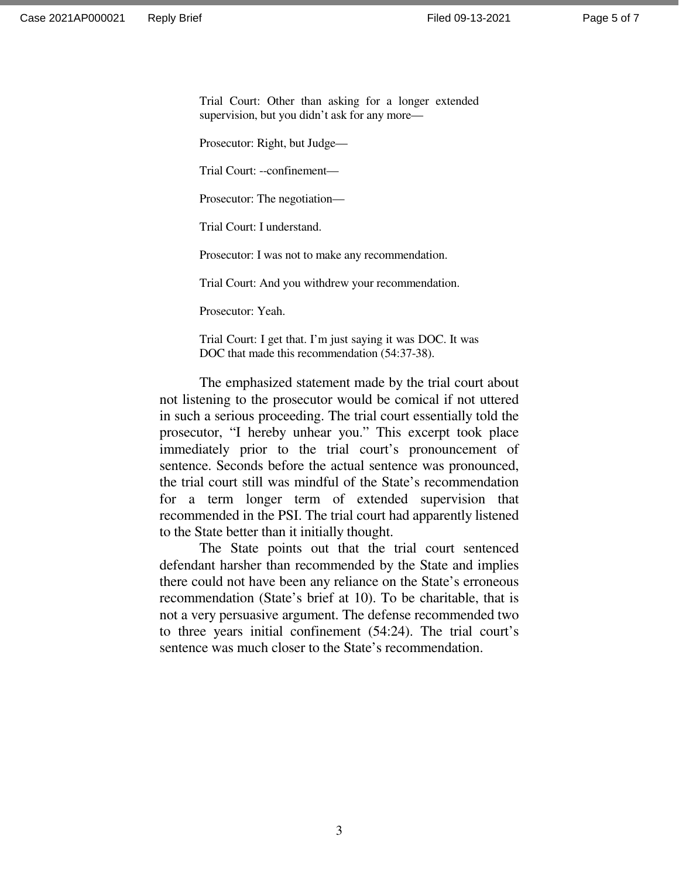> Trial Court: Other than asking for a longer extended supervision, but you didn't ask for any more—
>
> Prosecutor: Right, but Judge—
>
> Trial Court: --confinement—
>
> Prosecutor: The negotiation—
>
> Trial Court: I understand.
>
> Prosecutor: I was not to make any recommendation.
>
> Trial Court: And you withdrew your recommendation.
>
> Prosecutor: Yeah.
>
> Trial Court: I get that. I'm just saying it was DOC. It was DOC that made this recommendation (54:37-38).

The emphasized statement made by the trial court about not listening to the prosecutor would be comical if not uttered in such a serious proceeding. The trial court essentially told the prosecutor, "I hereby unhear you." This excerpt took place immediately prior to the trial court's pronouncement of sentence. Seconds before the actual sentence was pronounced, the trial court still was mindful of the State's recommendation for a term longer term of extended supervision that recommended in the PSI. The trial court had apparently listened to the State better than it initially thought.

The State points out that the trial court sentenced defendant harsher than recommended by the State and implies there could not have been any reliance on the State's erroneous recommendation (State's brief at 10). To be charitable, that is not a very persuasive argument. The defense recommended two to three years initial confinement (54:24). The trial court's sentence was much closer to the State's recommendation.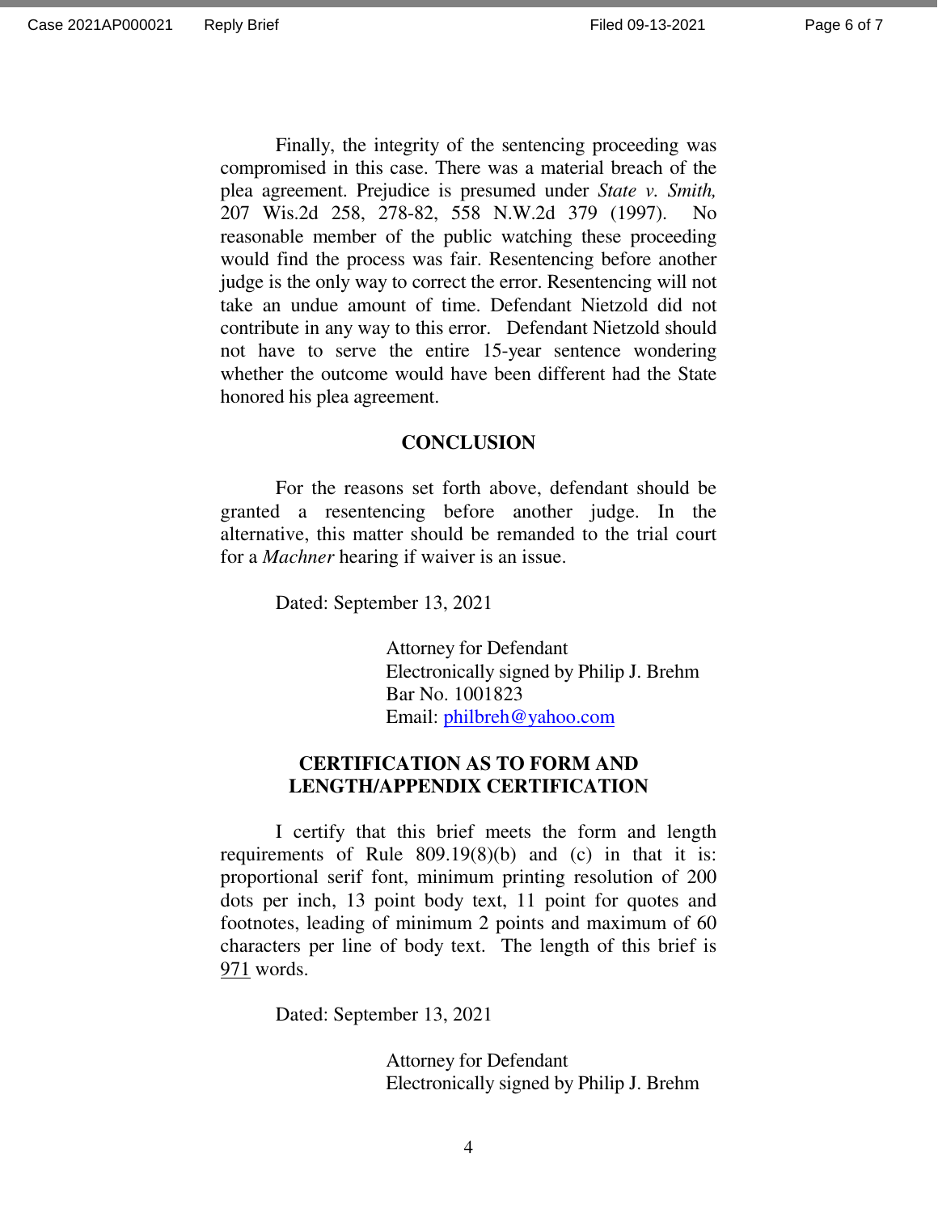Finally, the integrity of the sentencing proceeding was compromised in this case. There was a material breach of the plea agreement. Prejudice is presumed under *State v. Smith,* 207 Wis.2d 258, 278-82, 558 N.W.2d 379 (1997). No reasonable member of the public watching these proceeding would find the process was fair. Resentencing before another judge is the only way to correct the error. Resentencing will not take an undue amount of time. Defendant Nietzold did not contribute in any way to this error. Defendant Nietzold should not have to serve the entire 15-year sentence wondering whether the outcome would have been different had the State honored his plea agreement.

## CONCLUSION

For the reasons set forth above, defendant should be granted a resentencing before another judge. In the alternative, this matter should be remanded to the trial court for a *Machner* hearing if waiver is an issue.

Dated: September 13, 2021

Attorney for Defendant
Electronically signed by Philip J. Brehm
Bar No. 1001823
Email: philbreh@yahoo.com

## CERTIFICATION AS TO FORM AND LENGTH/APPENDIX CERTIFICATION

I certify that this brief meets the form and length requirements of Rule 809.19(8)(b) and (c) in that it is: proportional serif font, minimum printing resolution of 200 dots per inch, 13 point body text, 11 point for quotes and footnotes, leading of minimum 2 points and maximum of 60 characters per line of body text. The length of this brief is 971 words.

Dated: September 13, 2021

Attorney for Defendant
Electronically signed by Philip J. Brehm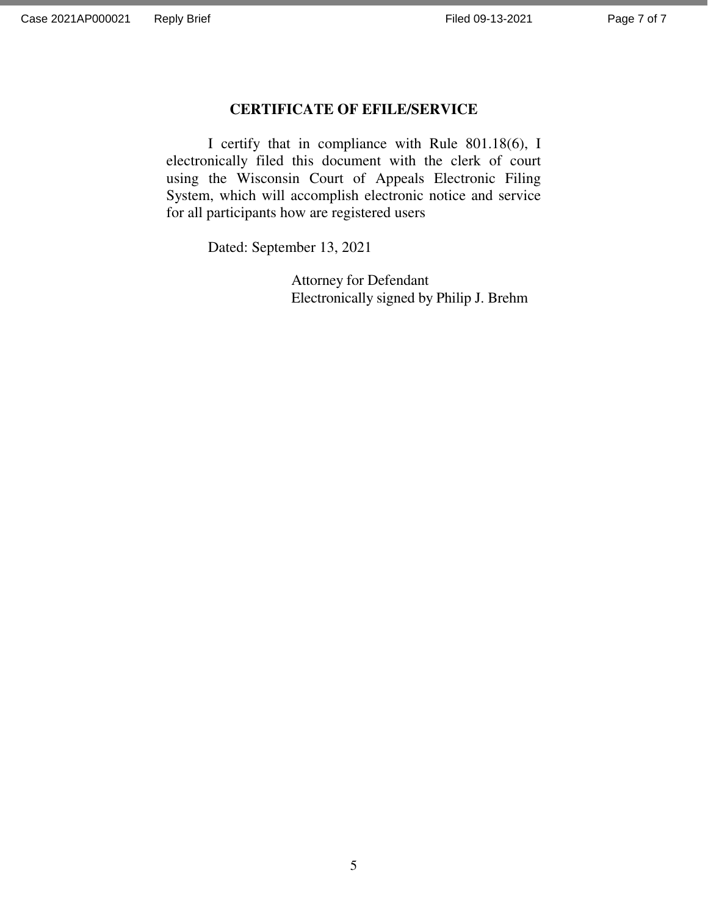# CERTIFICATE OF EFILE/SERVICE

I certify that in compliance with Rule 801.18(6), I electronically filed this document with the clerk of court using the Wisconsin Court of Appeals Electronic Filing System, which will accomplish electronic notice and service for all participants how are registered users

Dated: September 13, 2021

Attorney for Defendant
Electronically signed by Philip J. Brehm